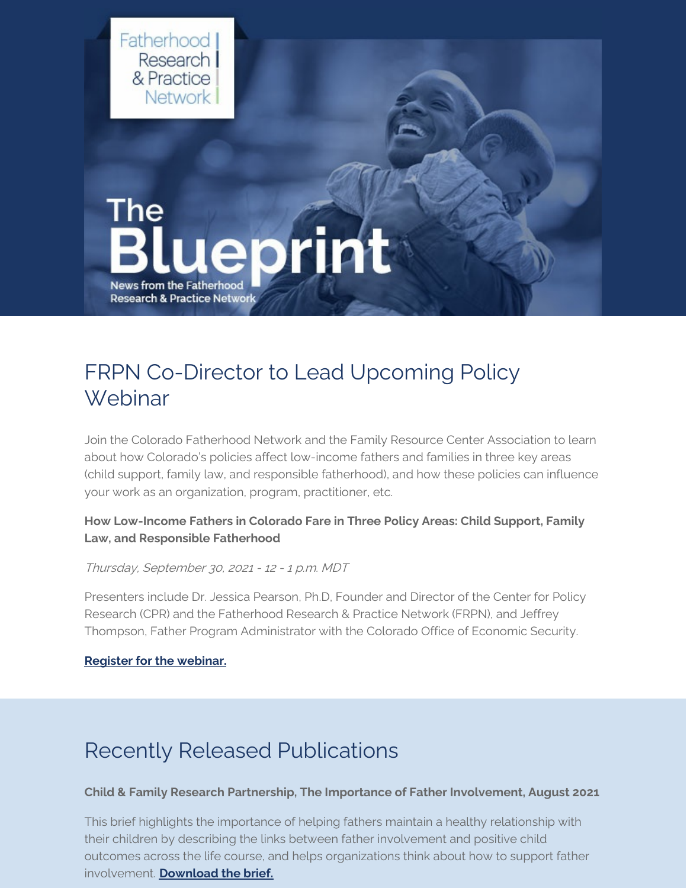Fatherhood Research & Practice Network

# The Blueprint

News from the Fatherhood Research & Practice Network

## FRPN Co-Director to Lead Upcoming Policy Webinar

Join the Colorado Fatherhood Network and the Family Resource Center Association to learn about how Colorado's policies affect low-income fathers and families in three key areas (child support, family law, and responsible fatherhood), and how these policies can influence your work as an organization, program, practitioner, etc.

**How Low-Income Fathers in Colorado Fare in Three Policy Areas: Child Support, Family Law, and Responsible Fatherhood**

*Thursday, September 30, 2021 - 12 - 1 p.m. MDT*

Presenters include Dr. Jessica Pearson, Ph.D, Founder and Director of the Center for Policy Research (CPR) and the Fatherhood Research & Practice Network (FRPN), and Jeffrey Thompson, Father Program Administrator with the Colorado Office of Economic Security.

**Register for the webinar.**

## Recently Released Publications

**Child & Family Research Partnership, The Importance of Father Involvement, August 2021**

This brief highlights the importance of helping fathers maintain a healthy relationship with their children by describing the links between father involvement and positive child outcomes across the life course, and helps organizations think about how to support father involvement. **Download the brief.**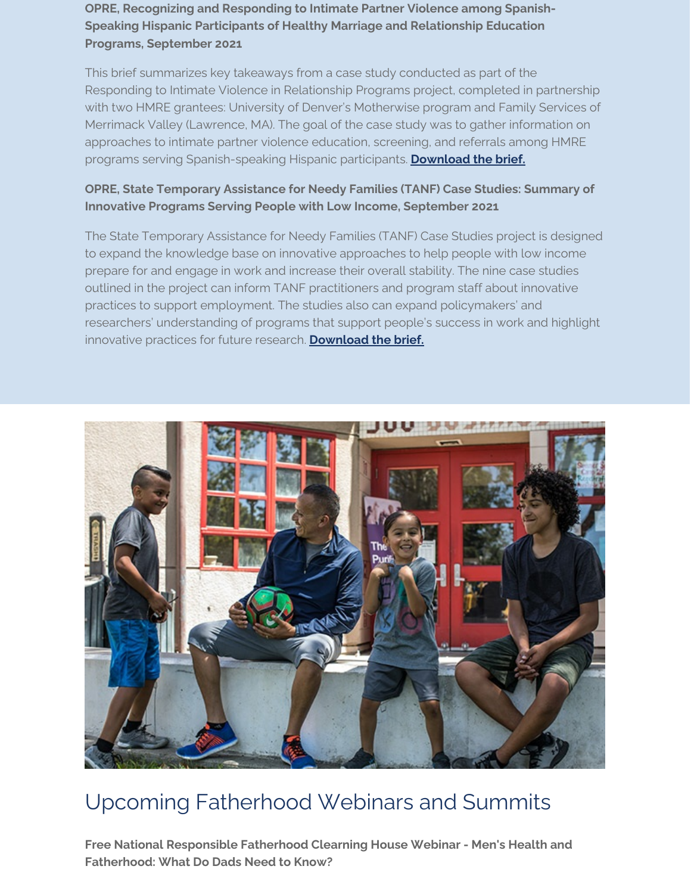**OPRE, Recognizing and Responding to Intimate Partner Violence among Spanish-Speaking Hispanic Participants of Healthy Marriage and Relationship Education Programs, September 2021**

This brief summarizes key takeaways from a case study conducted as part of the Responding to Intimate Violence in Relationship Programs project, completed in partnership with two HMRE grantees: University of Denver's Motherwise program and Family Services of Merrimack Valley (Lawrence, MA). The goal of the case study was to gather information on approaches to intimate partner violence education, screening, and referrals among HMRE programs serving Spanish-speaking Hispanic participants. **Download the brief.**

**OPRE, State Temporary Assistance for Needy Families (TANF) Case Studies: Summary of Innovative Programs Serving People with Low Income, September 2021**

The State Temporary Assistance for Needy Families (TANF) Case Studies project is designed to expand the knowledge base on innovative approaches to help people with low income prepare for and engage in work and increase their overall stability. The nine case studies outlined in the project can inform TANF practitioners and program staff about innovative practices to support employment. The studies also can expand policymakers' and researchers' understanding of programs that support people's success in work and highlight innovative practices for future research. **Download the brief.**

## Upcoming Fatherhood Webinars and Summits

**Free National Responsible Fatherhood Clearing House Webinar - Men's Health and Fatherhood: What Do Dads Need to Know?**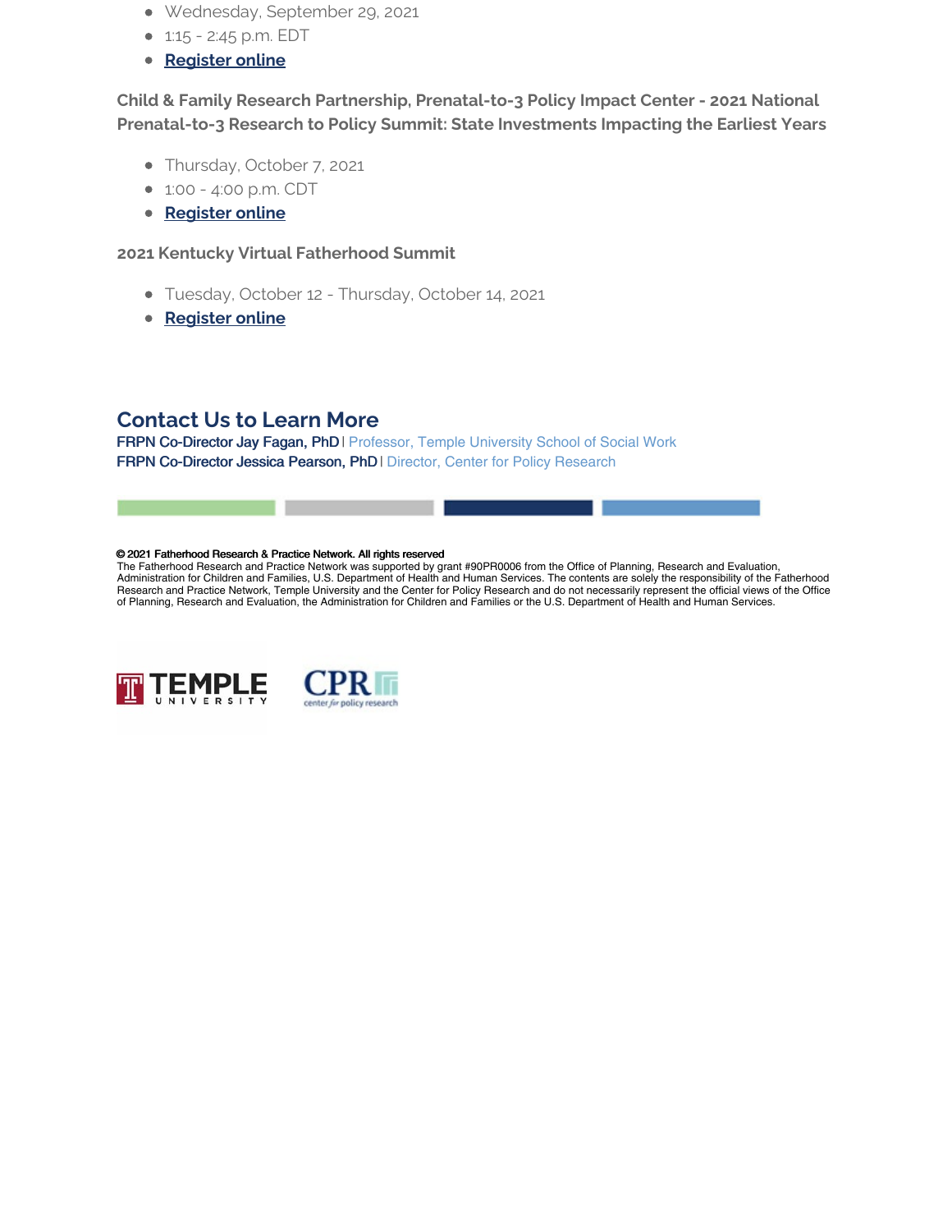- Wednesday, September 29, 2021
- 1:15 - 2:45 p.m. EDT
- **Register online**

**Child & Family Research Partnership, Prenatal-to-3 Policy Impact Center - 2021 National Prenatal-to-3 Research to Policy Summit: State Investments Impacting the Earliest Years**

- Thursday, October 7, 2021
- 1:00 - 4:00 p.m. CDT
- **Register online**

**2021 Kentucky Virtual Fatherhood Summit**

- Tuesday, October 12 - Thursday, October 14, 2021
- **Register online**

## Contact Us to Learn More

**FRPN Co-Director Jay Fagan, PhD** | Professor, Temple University School of Social Work
**FRPN Co-Director Jessica Pearson, PhD** | Director, Center for Policy Research

**© 2021 Fatherhood Research & Practice Network. All rights reserved**
The Fatherhood Research and Practice Network was supported by grant #90PR0006 from the Office of Planning, Research and Evaluation, Administration for Children and Families, U.S. Department of Health and Human Services. The contents are solely the responsibility of the Fatherhood Research and Practice Network, Temple University and the Center for Policy Research and do not necessarily represent the official views of the Office of Planning, Research and Evaluation, the Administration for Children and Families or the U.S. Department of Health and Human Services.

TEMPLE UNIVERSITY

CPR center for policy research